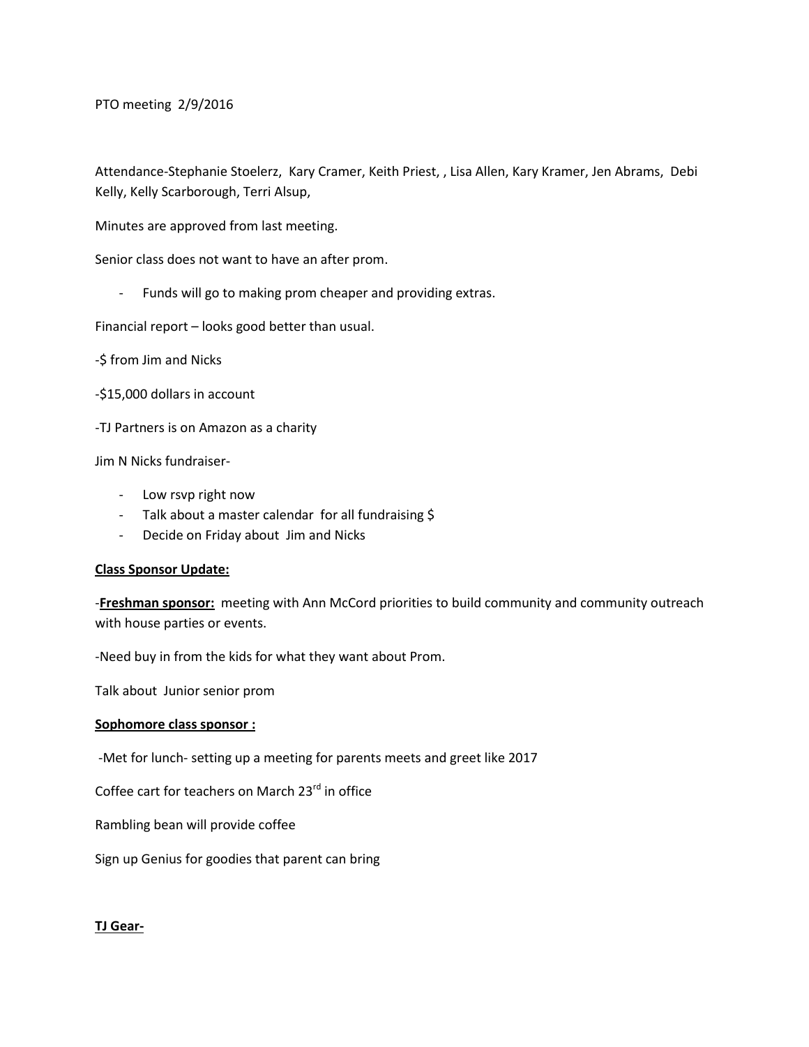PTO meeting 2/9/2016

Attendance-Stephanie Stoelerz, Kary Cramer, Keith Priest, , Lisa Allen, Kary Kramer, Jen Abrams, Debi Kelly, Kelly Scarborough, Terri Alsup,

Minutes are approved from last meeting.

Senior class does not want to have an after prom.

- Funds will go to making prom cheaper and providing extras.

Financial report – looks good better than usual.

-$ from Jim and Nicks

-$15,000 dollars in account

-TJ Partners is on Amazon as a charity

Jim N Nicks fundraiser-

- Low rsvp right now
- Talk about a master calendar for all fundraising $
- Decide on Friday about Jim and Nicks

**<u>Class Sponsor Update:</u>**

-**<u>Freshman sponsor:</u>** meeting with Ann McCord priorities to build community and community outreach with house parties or events.

-Need buy in from the kids for what they want about Prom.

Talk about Junior senior prom

**<u>Sophomore class sponsor :</u>**

-Met for lunch- setting up a meeting for parents meets and greet like 2017

Coffee cart for teachers on March 23rd in office

Rambling bean will provide coffee

Sign up Genius for goodies that parent can bring

**<u>TJ Gear-</u>**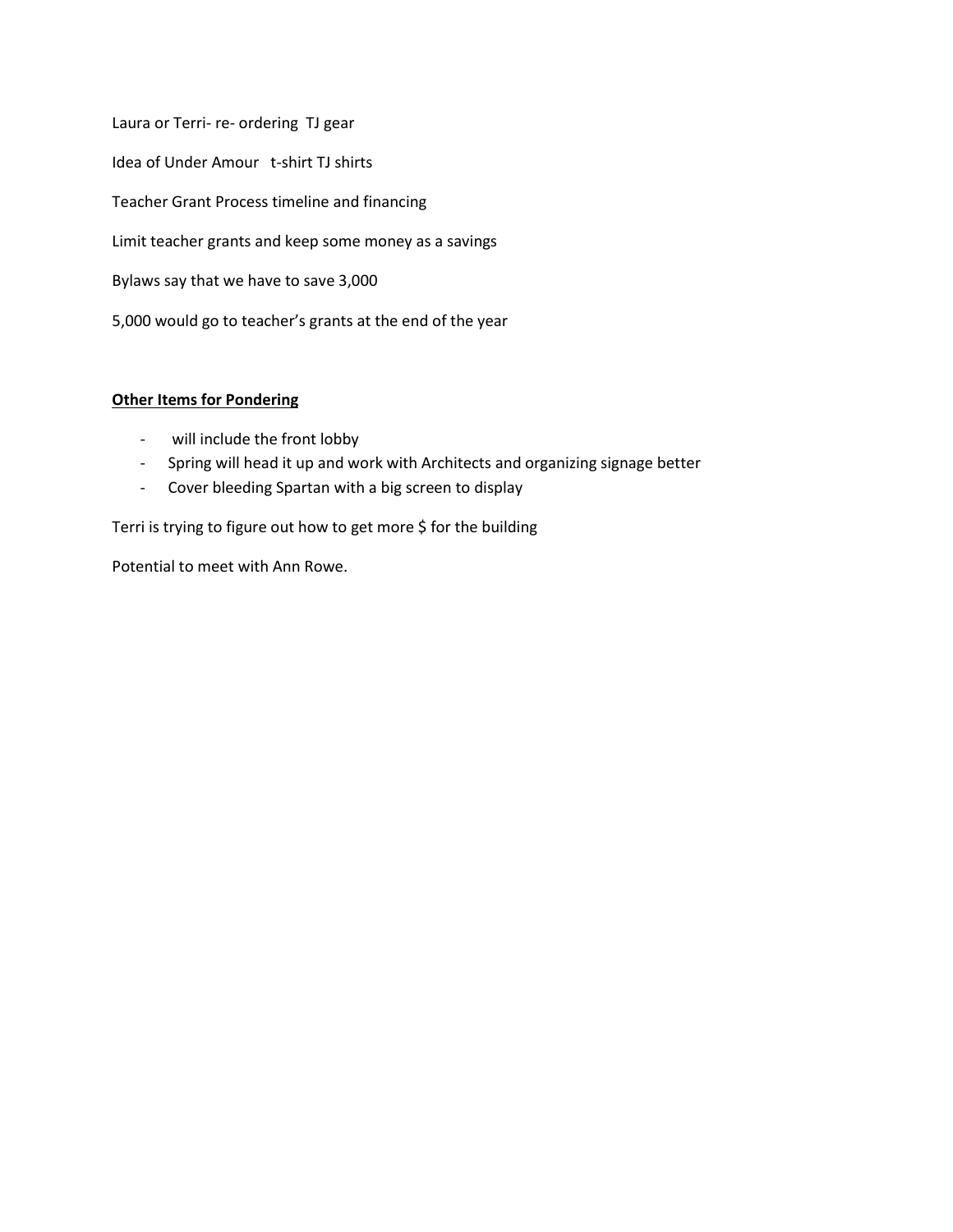Laura or Terri- re- ordering TJ gear

Idea of Under Amour t-shirt TJ shirts

Teacher Grant Process timeline and financing

Limit teacher grants and keep some money as a savings

Bylaws say that we have to save 3,000

5,000 would go to teacher's grants at the end of the year

**Other Items for Pondering**

- will include the front lobby
- Spring will head it up and work with Architects and organizing signage better
- Cover bleeding Spartan with a big screen to display

Terri is trying to figure out how to get more $ for the building

Potential to meet with Ann Rowe.